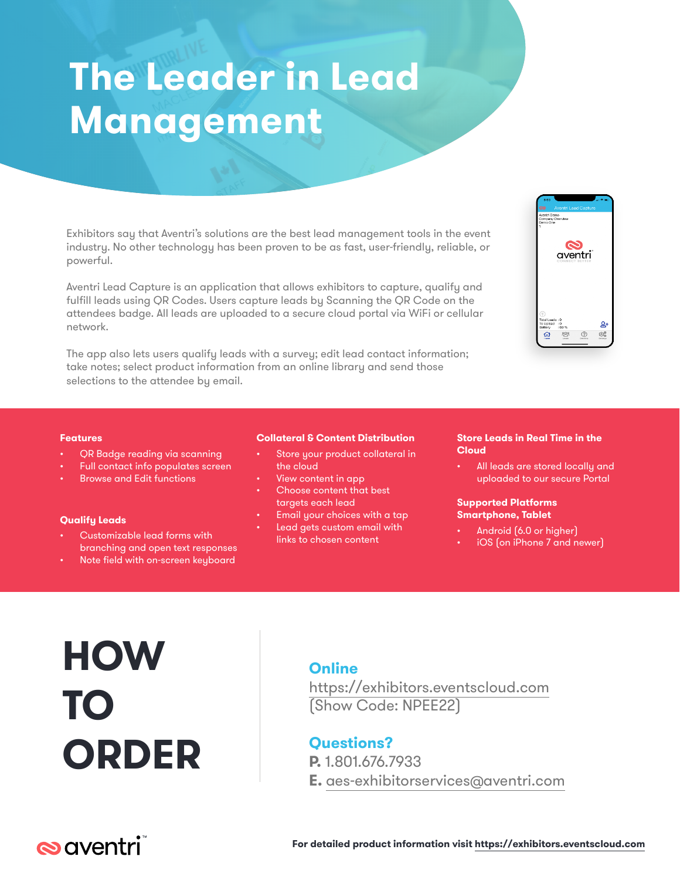# The Leader in Lead Management

Exhibitors say that Aventri's solutions are the best lead management tools in the event industry. No other technology has been proven to be as fast, user-friendly, reliable, or powerful.

Aventri Lead Capture is an application that allows exhibitors to capture, qualify and fulfill leads using QR Codes. Users capture leads by Scanning the QR Code on the attendees badge. All leads are uploaded to a secure cloud portal via WiFi or cellular network.

The app also lets users qualify leads with a survey; edit lead contact information; take notes; select product information from an online library and send those selections to the attendee by email.

### Features

- QR Badge reading via scanning
- Full contact info populates screen
- Browse and Edit functions

### Qualify Leads

- Customizable lead forms with branching and open text responses
- Note field with on-screen keyboard

### Collateral & Content Distribution

- Store your product collateral in the cloud
- View content in app
- Choose content that best targets each lead
- Email your choices with a tap
- Lead gets custom email with links to chosen content

### Store Leads in Real Time in the Cloud

- All leads are stored locally and uploaded to our secure Portal

### Supported Platforms Smartphone, Tablet

- Android (6.0 or higher)
- iOS (on iPhone 7 and newer)

# HOW TO ORDER

### Online

https://exhibitors.eventscloud.com
(Show Code: NPEE22)

### Questions?

**P.** 1.801.676.7933
**E.** aes-exhibitorservices@aventri.com

aventri™

**For detailed product information visit https://exhibitors.eventscloud.com**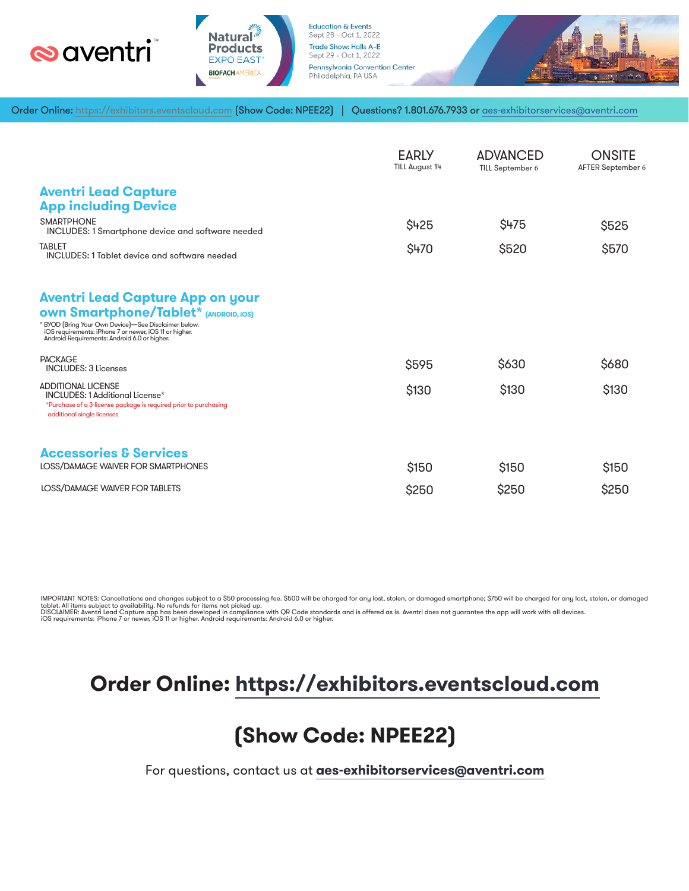aventri™

Natural Products EXPO EAST® BIOFACH AMERICA

Education & Events
Sept 28 - Oct 1, 2022
Trade Show: Halls A-E
Sept 29 - Oct 1, 2022
Pennsylvania Convention Center
Philadelphia, PA USA

Order Online: https://exhibitors.eventscloud.com (Show Code: NPEE22) | Questions? 1.801.676.7933 or aes-exhibitorservices@aventri.com

| | EARLY TILL August 14 | ADVANCED TILL September 6 | ONSITE AFTER September 6 |
|---|---|---|---|
| **Aventri Lead Capture App including Device** | | | |
| SMARTPHONE<br>INCLUDES: 1 Smartphone device and software needed | $425 | $475 | $525 |
| TABLET<br>INCLUDES: 1 Tablet device and software needed | $470 | $520 | $570 |
| **Aventri Lead Capture App on your own Smartphone/Tablet* (ANDROID, iOS)**<br>* BYOD (Bring Your Own Device)—See Disclaimer below.<br>iOS requirements: iPhone 7 or newer, iOS 11 or higher.<br>Android Requirements: Android 6.0 or higher. | | | |
| PACKAGE<br>INCLUDES: 3 Licenses | $595 | $630 | $680 |
| ADDITIONAL LICENSE<br>INCLUDES: 1 Additional License*<br>*Purchase of a 3-license package is required prior to purchasing additional single licenses | $130 | $130 | $130 |
| **Accessories & Services** | | | |
| LOSS/DAMAGE WAIVER FOR SMARTPHONES | $150 | $150 | $150 |
| LOSS/DAMAGE WAIVER FOR TABLETS | $250 | $250 | $250 |

IMPORTANT NOTES: Cancellations and changes subject to a $50 processing fee. $500 will be charged for any lost, stolen, or damaged smartphone; $750 will be charged for any lost, stolen, or damaged tablet. All items subject to availability. No refunds for items not picked up.
DISCLAIMER: Aventri Lead Capture app has been developed in compliance with QR Code standards and is offered as is. Aventri does not guarantee the app will work with all devices.
iOS requirements: iPhone 7 or newer, iOS 11 or higher. Android requirements: Android 6.0 or higher.

## Order Online: https://exhibitors.eventscloud.com

## (Show Code: NPEE22)

For questions, contact us at **aes-exhibitorservices@aventri.com**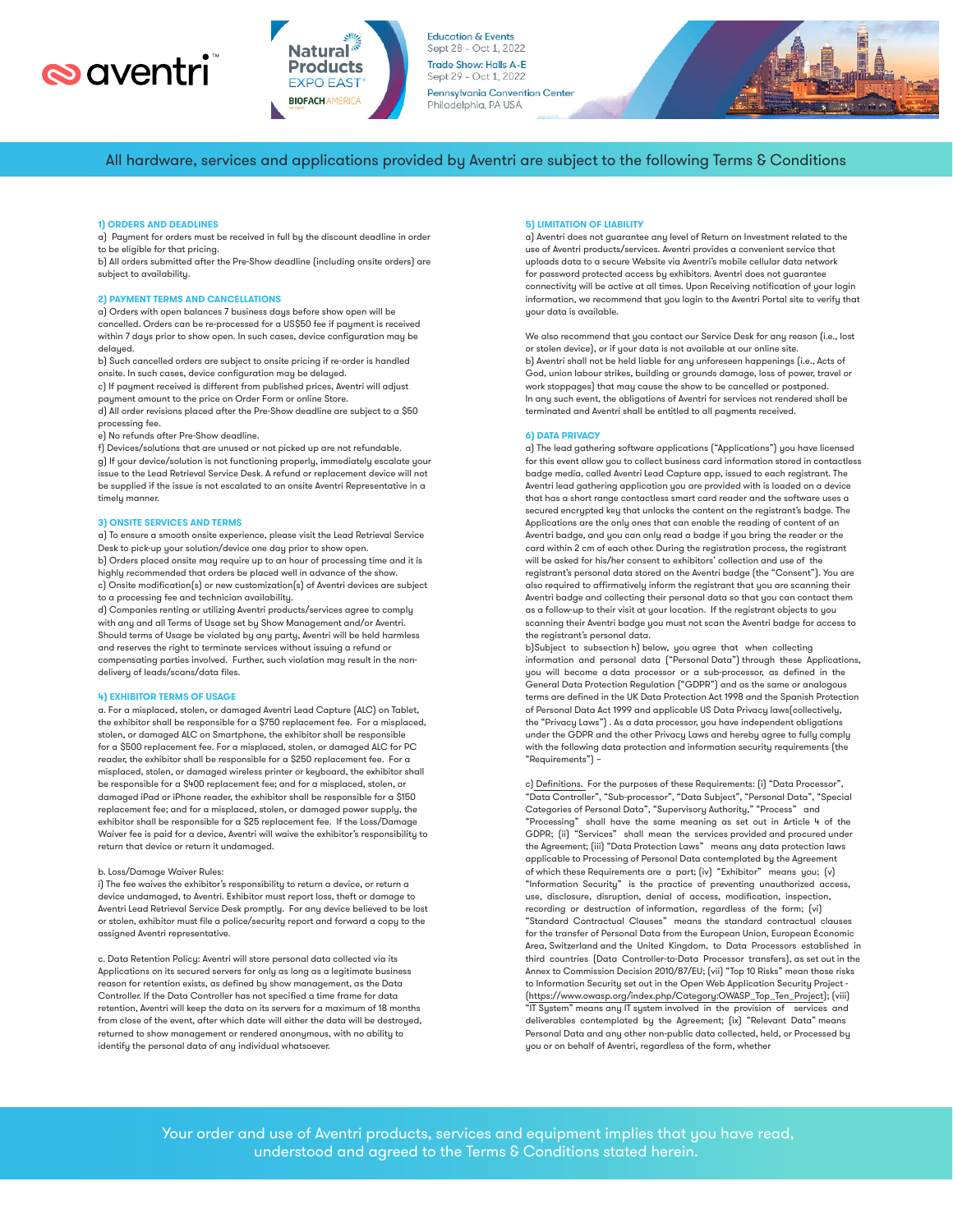aventri™

Natural Products EXPO EAST® BIOFACH AMERICA

Education & Events
Sept 28 - Oct 1, 2022

Trade Show: Halls A-E
Sept 29 - Oct 1, 2022

Pennsylvania Convention Center
Philadelphia, PA USA

All hardware, services and applications provided by Aventri are subject to the following Terms & Conditions

### 1) ORDERS AND DEADLINES

a) Payment for orders must be received in full by the discount deadline in order to be eligible for that pricing.

b) All orders submitted after the Pre-Show deadline (including onsite orders) are subject to availability.

### 2) PAYMENT TERMS AND CANCELLATIONS

a) Orders with open balances 7 business days before show open will be cancelled. Orders can be re-processed for a US$50 fee if payment is received within 7 days prior to show open. In such cases, device configuration may be delayed.

b) Such cancelled orders are subject to onsite pricing if re-order is handled onsite. In such cases, device configuration may be delayed.

c) If payment received is different from published prices, Aventri will adjust payment amount to the price on Order Form or online Store.

d) All order revisions placed after the Pre-Show deadline are subject to a $50 processing fee.

e) No refunds after Pre-Show deadline.

f) Devices/solutions that are unused or not picked up are not refundable.

g) If your device/solution is not functioning properly, immediately escalate your issue to the Lead Retrieval Service Desk. A refund or replacement device will not be supplied if the issue is not escalated to an onsite Aventri Representative in a timely manner.

### 3) ONSITE SERVICES AND TERMS

a) To ensure a smooth onsite experience, please visit the Lead Retrieval Service Desk to pick-up your solution/device one day prior to show open.

b) Orders placed onsite may require up to an hour of processing time and it is highly recommended that orders be placed well in advance of the show.

c) Onsite modification(s) or new customization(s) of Aventri devices are subject to a processing fee and technician availability.

d) Companies renting or utilizing Aventri products/services agree to comply with any and all Terms of Usage set by Show Management and/or Aventri. Should terms of Usage be violated by any party, Aventri will be held harmless and reserves the right to terminate services without issuing a refund or compensating parties involved. Further, such violation may result in the non-delivery of leads/scans/data files.

### 4) EXHIBITOR TERMS OF USAGE

a. For a misplaced, stolen, or damaged Aventri Lead Capture (ALC) on Tablet, the exhibitor shall be responsible for a $750 replacement fee. For a misplaced, stolen, or damaged ALC on Smartphone, the exhibitor shall be responsible for a $500 replacement fee. For a misplaced, stolen, or damaged ALC for PC reader, the exhibitor shall be responsible for a $250 replacement fee. For a misplaced, stolen, or damaged wireless printer or keyboard, the exhibitor shall be responsible for a $400 replacement fee; and for a misplaced, stolen, or damaged iPad or iPhone reader, the exhibitor shall be responsible for a $150 replacement fee; and for a misplaced, stolen, or damaged power supply, the exhibitor shall be responsible for a $25 replacement fee. If the Loss/Damage Waiver fee is paid for a device, Aventri will waive the exhibitor's responsibility to return that device or return it undamaged.

b. Loss/Damage Waiver Rules:

i) The fee waives the exhibitor's responsibility to return a device, or return a device undamaged, to Aventri. Exhibitor must report loss, theft or damage to Aventri Lead Retrieval Service Desk promptly. For any device believed to be lost or stolen, exhibitor must file a police/security report and forward a copy to the assigned Aventri representative.

c. Data Retention Policy: Aventri will store personal data collected via its Applications on its secured servers for only as long as a legitimate business reason for retention exists, as defined by show management, as the Data Controller. If the Data Controller has not specified a time frame for data retention, Aventri will keep the data on its servers for a maximum of 18 months from close of the event, after which date will either the data will be destroyed, returned to show management or rendered anonymous, with no ability to identify the personal data of any individual whatsoever.

### 5) LIMITATION OF LIABILITY

a) Aventri does not guarantee any level of Return on Investment related to the use of Aventri products/services. Aventri provides a convenient service that uploads data to a secure Website via Aventri's mobile cellular data network for password protected access by exhibitors. Aventri does not guarantee connectivity will be active at all times. Upon Receiving notification of your login information, we recommend that you login to the Aventri Portal site to verify that your data is available.

We also recommend that you contact our Service Desk for any reason (i.e., lost or stolen device), or if your data is not available at our online site.

b) Aventri shall not be held liable for any unforeseen happenings (i.e., Acts of God, union labour strikes, building or grounds damage, loss of power, travel or work stoppages) that may cause the show to be cancelled or postponed. In any such event, the obligations of Aventri for services not rendered shall be terminated and Aventri shall be entitled to all payments received.

### 6) DATA PRIVACY

a) The lead gathering software applications ("Applications") you have licensed for this event allow you to collect business card information stored in contactless badge media, called Aventri Lead Capture app, issued to each registrant. The Aventri lead gathering application you are provided with is loaded on a device that has a short range contactless smart card reader and the software uses a secured encrypted key that unlocks the content on the registrant's badge. The Applications are the only ones that can enable the reading of content of an Aventri badge, and you can only read a badge if you bring the reader or the card within 2 cm of each other. During the registration process, the registrant will be asked for his/her consent to exhibitors' collection and use of the registrant's personal data stored on the Aventri badge (the "Consent"). You are also required to affirmatively inform the registrant that you are scanning their Aventri badge and collecting their personal data so that you can contact them as a follow-up to their visit at your location. If the registrant objects to you scanning their Aventri badge you must not scan the Aventri badge for access to the registrant's personal data.

b)Subject to subsection h) below, you agree that when collecting information and personal data ("Personal Data") through these Applications, you will become a data processor or a sub-processor, as defined in the General Data Protection Regulation ("GDPR") and as the same or analogous terms are defined in the UK Data Protection Act 1998 and the Spanish Protection of Personal Data Act 1999 and applicable US Data Privacy laws(collectively, the "Privacy Laws") . As a data processor, you have independent obligations under the GDPR and the other Privacy Laws and hereby agree to fully comply with the following data protection and information security requirements (the "Requirements") –

c) Definitions. For the purposes of these Requirements: (i) "Data Processor", "Data Controller", "Sub-processor", "Data Subject", "Personal Data", "Special Categories of Personal Data", "Supervisory Authority," "Process" and "Processing" shall have the same meaning as set out in Article 4 of the GDPR; (ii) "Services" shall mean the services provided and procured under the Agreement; (iii) "Data Protection Laws" means any data protection laws applicable to Processing of Personal Data contemplated by the Agreement of which these Requirements are a part; (iv) "Exhibitor" means you; (v) "Information Security" is the practice of preventing unauthorized access, use, disclosure, disruption, denial of access, modification, inspection, recording or destruction of information, regardless of the form; (vi) "Standard Contractual Clauses" means the standard contractual clauses for the transfer of Personal Data from the European Union, European Economic Area, Switzerland and the United Kingdom, to Data Processors established in third countries (Data Controller-to-Data Processor transfers), as set out in the Annex to Commission Decision 2010/87/EU; (vii) "Top 10 Risks" mean those risks to Information Security set out in the Open Web Application Security Project - (https://www.owasp.org/index.php/Category:OWASP_Top_Ten_Project); (viii) "IT System" means any IT system involved in the provision of services and deliverables contemplated by the Agreement; (ix) "Relevant Data" means Personal Data and any other non-public data collected, held, or Processed by you or on behalf of Aventri, regardless of the form, whether

Your order and use of Aventri products, services and equipment implies that you have read, understood and agreed to the Terms & Conditions stated herein.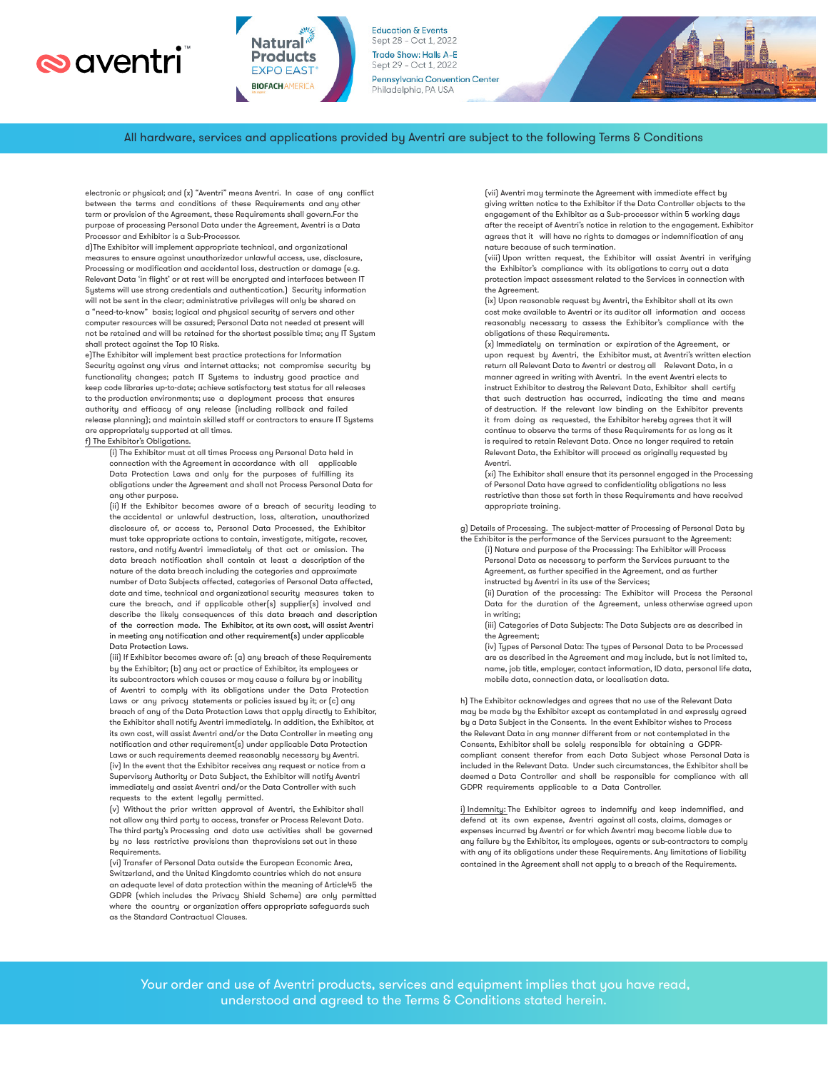All hardware, services and applications provided by Aventri are subject to the following Terms & Conditions

electronic or physical; and (x) "Aventri" means Aventri. In case of any conflict between the terms and conditions of these Requirements and any other term or provision of the Agreement, these Requirements shall govern.For the purpose of processing Personal Data under the Agreement, Aventri is a Data Processor and Exhibitor is a Sub-Processor.

d)The Exhibitor will implement appropriate technical, and organizational measures to ensure against unauthorizedor unlawful access, use, disclosure, Processing or modification and accidental loss, destruction or damage (e.g. Relevant Data 'in flight' or at rest will be encrypted and interfaces between IT Systems will use strong credentials and authentication.) Security information will not be sent in the clear; administrative privileges will only be shared on a "need-to-know" basis; logical and physical security of servers and other computer resources will be assured; Personal Data not needed at present will not be retained and will be retained for the shortest possible time; any IT System shall protect against the Top 10 Risks.

e)The Exhibitor will implement best practice protections for Information Security against any virus and internet attacks; not compromise security by functionality changes; patch IT Systems to industry good practice and keep code libraries up-to-date; achieve satisfactory test status for all releases to the production environments; use a deployment process that ensures authority and efficacy of any release (including rollback and failed release planning); and maintain skilled staff or contractors to ensure IT Systems are appropriately supported at all times.

f) The Exhibitor's Obligations.

(i) The Exhibitor must at all times Process any Personal Data held in connection with the Agreement in accordance with all applicable Data Protection Laws and only for the purposes of fulfilling its obligations under the Agreement and shall not Process Personal Data for any other purpose.

(ii) If the Exhibitor becomes aware of a breach of security leading to the accidental or unlawful destruction, loss, alteration, unauthorized disclosure of, or access to, Personal Data Processed, the Exhibitor must take appropriate actions to contain, investigate, mitigate, recover, restore, and notify Aventri immediately of that act or omission. The data breach notification shall contain at least a description of the nature of the data breach including the categories and approximate number of Data Subjects affected, categories of Personal Data affected, date and time, technical and organizational security measures taken to cure the breach, and if applicable other(s) supplier(s) involved and describe the likely consequences of this data breach and description of the correction made. The Exhibitor, at its own cost, will assist Aventri in meeting any notification and other requirement(s) under applicable Data Protection Laws.

(iii) If Exhibitor becomes aware of: (a) any breach of these Requirements by the Exhibitor; (b) any act or practice of Exhibitor, its employees or its subcontractors which causes or may cause a failure by or inability of Aventri to comply with its obligations under the Data Protection Laws or any privacy statements or policies issued by it; or (c) any breach of any of the Data Protection Laws that apply directly to Exhibitor, the Exhibitor shall notify Aventri immediately. In addition, the Exhibitor, at its own cost, will assist Aventri and/or the Data Controller in meeting any notification and other requirement(s) under applicable Data Protection Laws or such requirements deemed reasonably necessary by Aventri.

(iv) In the event that the Exhibitor receives any request or notice from a Supervisory Authority or Data Subject, the Exhibitor will notify Aventri immediately and assist Aventri and/or the Data Controller with such requests to the extent legally permitted.

(v) Without the prior written approval of Aventri, the Exhibitor shall not allow any third party to access, transfer or Process Relevant Data. The third party's Processing and data use activities shall be governed by no less restrictive provisions than theprovisions set out in these Requirements.

(vi) Transfer of Personal Data outside the European Economic Area, Switzerland, and the United Kingdomto countries which do not ensure an adequate level of data protection within the meaning of Article45 the GDPR (which includes the Privacy Shield Scheme) are only permitted where the country or organization offers appropriate safeguards such as the Standard Contractual Clauses.

(vii) Aventri may terminate the Agreement with immediate effect by giving written notice to the Exhibitor if the Data Controller objects to the engagement of the Exhibitor as a Sub-processor within 5 working days after the receipt of Aventri's notice in relation to the engagement. Exhibitor agrees that it will have no rights to damages or indemnification of any nature because of such termination.

(viii) Upon written request, the Exhibitor will assist Aventri in verifying the Exhibitor's compliance with its obligations to carry out a data protection impact assessment related to the Services in connection with the Agreement.

(ix) Upon reasonable request by Aventri, the Exhibitor shall at its own cost make available to Aventri or its auditor all information and access reasonably necessary to assess the Exhibitor's compliance with the obligations of these Requirements.

(x) Immediately on termination or expiration of the Agreement, or upon request by Aventri, the Exhibitor must, at Aventri's written election return all Relevant Data to Aventri or destroy all Relevant Data, in a manner agreed in writing with Aventri. In the event Aventri elects to instruct Exhibitor to destroy the Relevant Data, Exhibitor shall certify that such destruction has occurred, indicating the time and means of destruction. If the relevant law binding on the Exhibitor prevents it from doing as requested, the Exhibitor hereby agrees that it will continue to observe the terms of these Requirements for as long as it is required to retain Relevant Data. Once no longer required to retain Relevant Data, the Exhibitor will proceed as originally requested by Aventri.

(xi) The Exhibitor shall ensure that its personnel engaged in the Processing of Personal Data have agreed to confidentiality obligations no less restrictive than those set forth in these Requirements and have received appropriate training.

g) Details of Processing. The subject-matter of Processing of Personal Data by the Exhibitor is the performance of the Services pursuant to the Agreement:

(i) Nature and purpose of the Processing: The Exhibitor will Process Personal Data as necessary to perform the Services pursuant to the Agreement, as further specified in the Agreement, and as further instructed by Aventri in its use of the Services;

(ii) Duration of the processing: The Exhibitor will Process the Personal Data for the duration of the Agreement, unless otherwise agreed upon in writing;

(iii) Categories of Data Subjects: The Data Subjects are as described in the Agreement;

(iv) Types of Personal Data: The types of Personal Data to be Processed are as described in the Agreement and may include, but is not limited to, name, job title, employer, contact information, ID data, personal life data, mobile data, connection data, or localisation data.

h) The Exhibitor acknowledges and agrees that no use of the Relevant Data may be made by the Exhibitor except as contemplated in and expressly agreed by a Data Subject in the Consents. In the event Exhibitor wishes to Process the Relevant Data in any manner different from or not contemplated in the Consents, Exhibitor shall be solely responsible for obtaining a GDPR-compliant consent therefor from each Data Subject whose Personal Data is included in the Relevant Data. Under such circumstances, the Exhibitor shall be deemed a Data Controller and shall be responsible for compliance with all GDPR requirements applicable to a Data Controller.

i) Indemnity: The Exhibitor agrees to indemnify and keep indemnified, and defend at its own expense, Aventri against all costs, claims, damages or expenses incurred by Aventri or for which Aventri may become liable due to any failure by the Exhibitor, its employees, agents or sub-contractors to comply with any of its obligations under these Requirements. Any limitations of liability contained in the Agreement shall not apply to a breach of the Requirements.

Your order and use of Aventri products, services and equipment implies that you have read, understood and agreed to the Terms & Conditions stated herein.